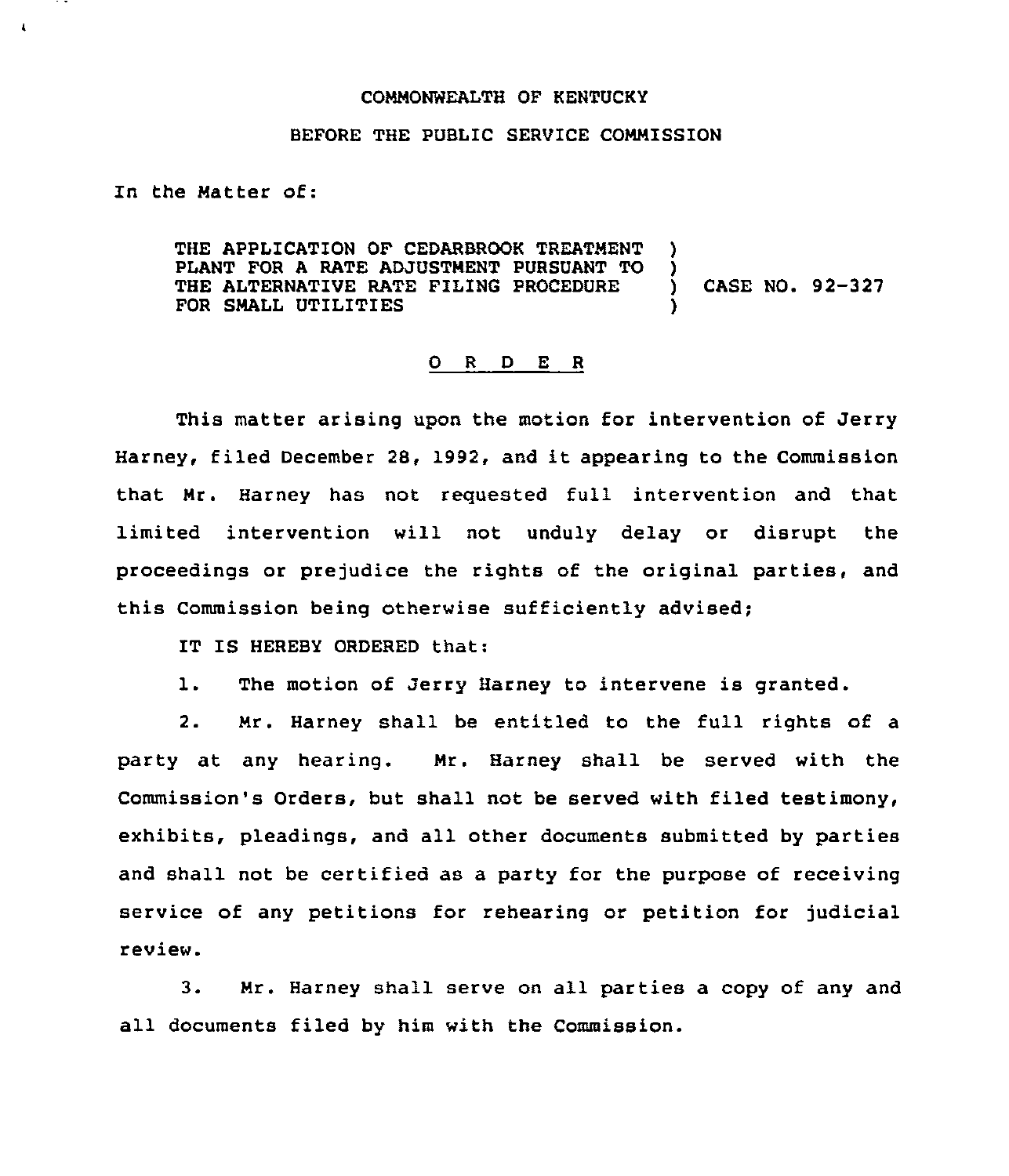COMMONWEALTH OF KENTUCKY

BEFORE THE PUBLIC SERVICE COMMISSION

In the Matter of:

THE APPLICATION OF CEDARBROOK TREATMENT PLANT FOR A RATE ADJUSTMENT PURSUANT TO THE ALTERNATIVE RATE FILING PROCEDURE FOR SMALL UTILITIES ) CASE NO. 92-327

# O R D E R

This matter arising upon the motion for intervention of Jerry Harney, filed December 28, 1992, and it appearing to the Commission that Mr. Harney has not requested full intervention and that limited intervention will not unduly delay or disrupt the proceedings or prejudice the rights of the original parties, and this Commission being otherwise sufficiently advised;

IT IS HEREBY ORDERED that:

1. The motion of Jerry Harney to intervene is granted.

2. Mr. Harney shall be entitled to the full rights of a party at any hearing. Mr. Harney shall be served with the Commission's Orders, but shall not be served with filed testimony, exhibits, pleadings, and all other documents submitted by parties and shall not be certified as a party for the purpose of receiving service of any petitions for rehearing or petition for judicial review.

3. Mr. Harney shall serve on all parties a copy of any and all documents filed by him with the Commission.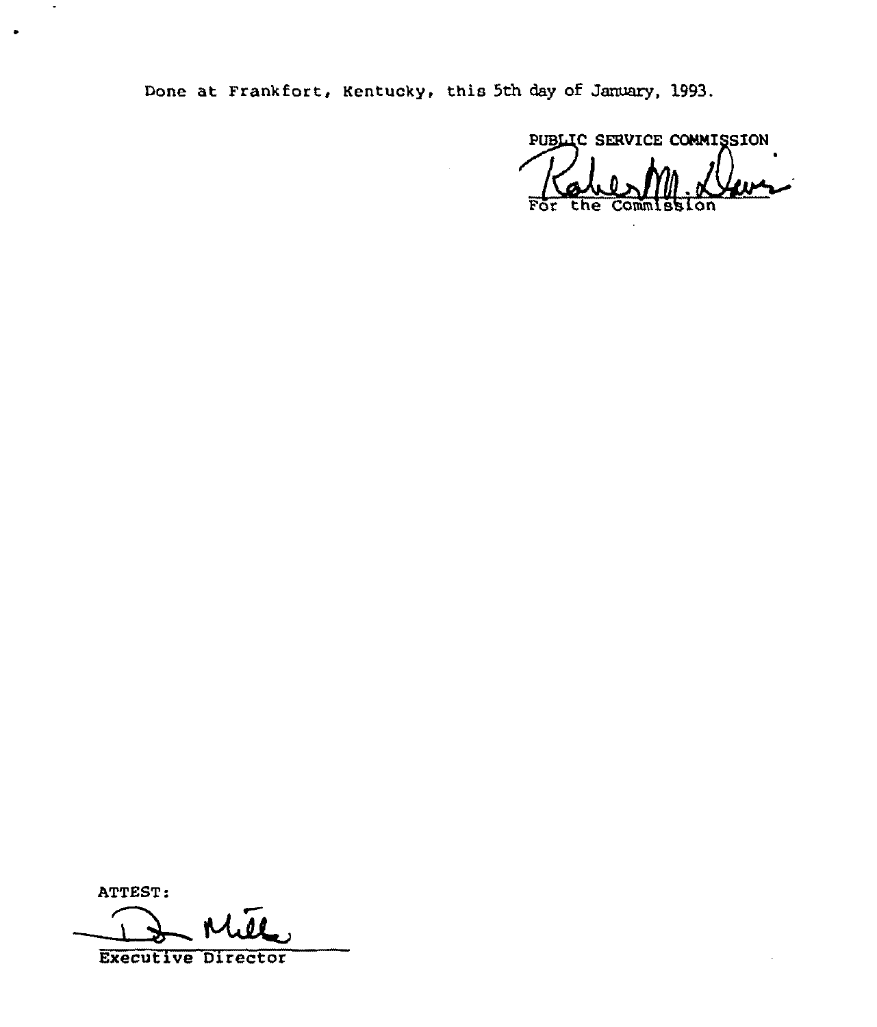Done at Frankfort, Kentucky, this 5th day of January, 1993.

PUBLIC SERVICE COMMISSION

For the Commission

ATTEST:

Executive Director